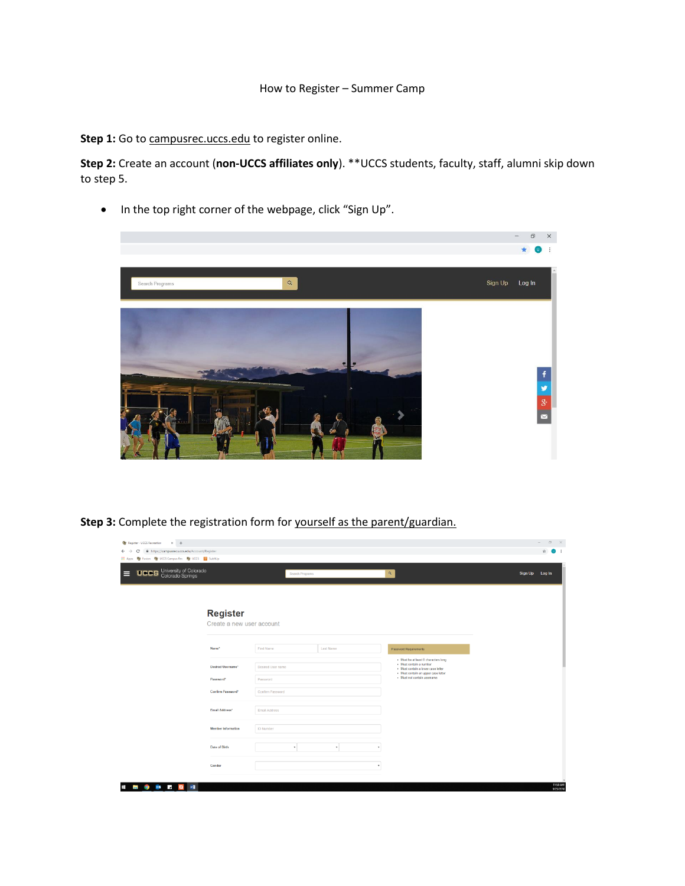How to Register – Summer Camp

**Step 1:** Go to campusrec.uccs.edu to register online.

**Step 2:** Create an account (**non-UCCS affiliates only**). **UCCS students, faculty, staff, alumni skip down to step 5.

- In the top right corner of the webpage, click "Sign Up".

**Step 3:** Complete the registration form for yourself as the parent/guardian.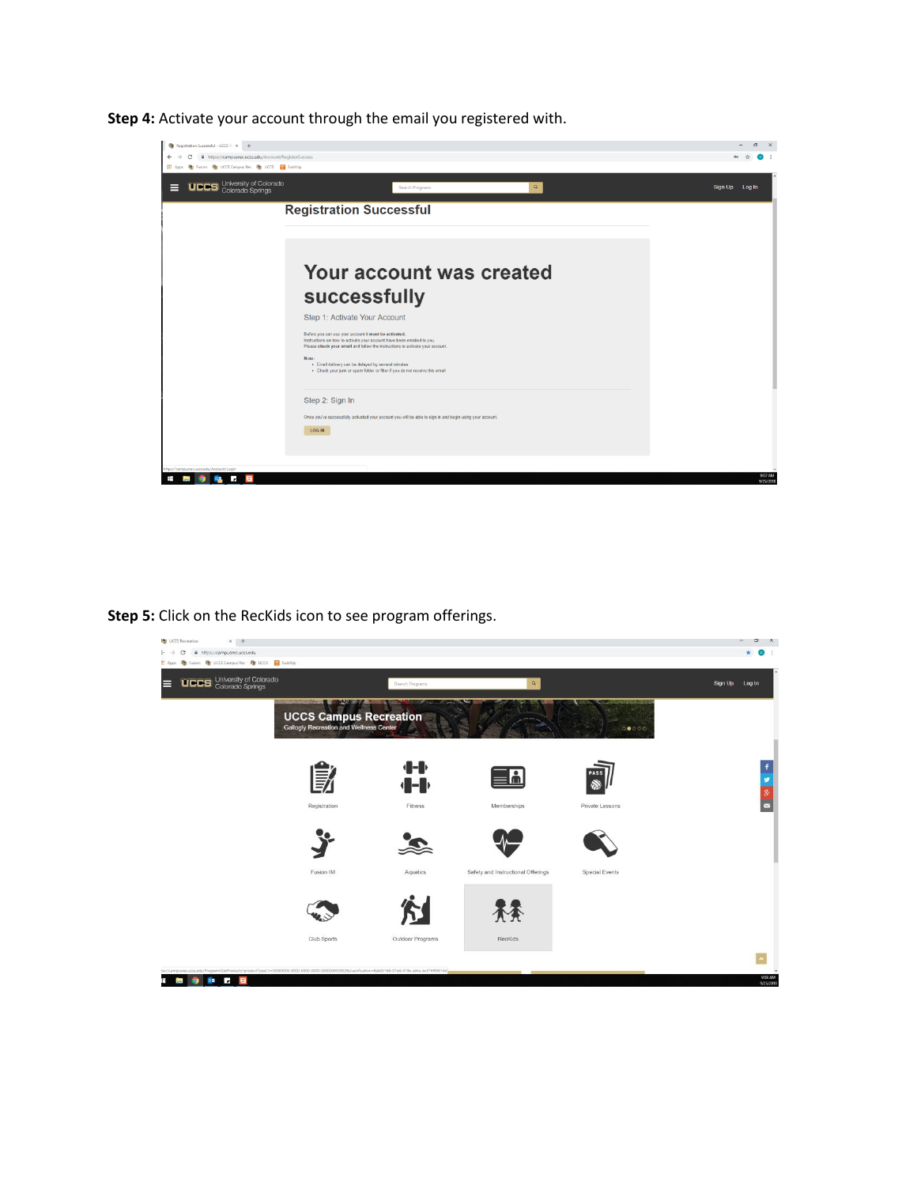**Step 4:** Activate your account through the email you registered with.

**Step 5:** Click on the RecKids icon to see program offerings.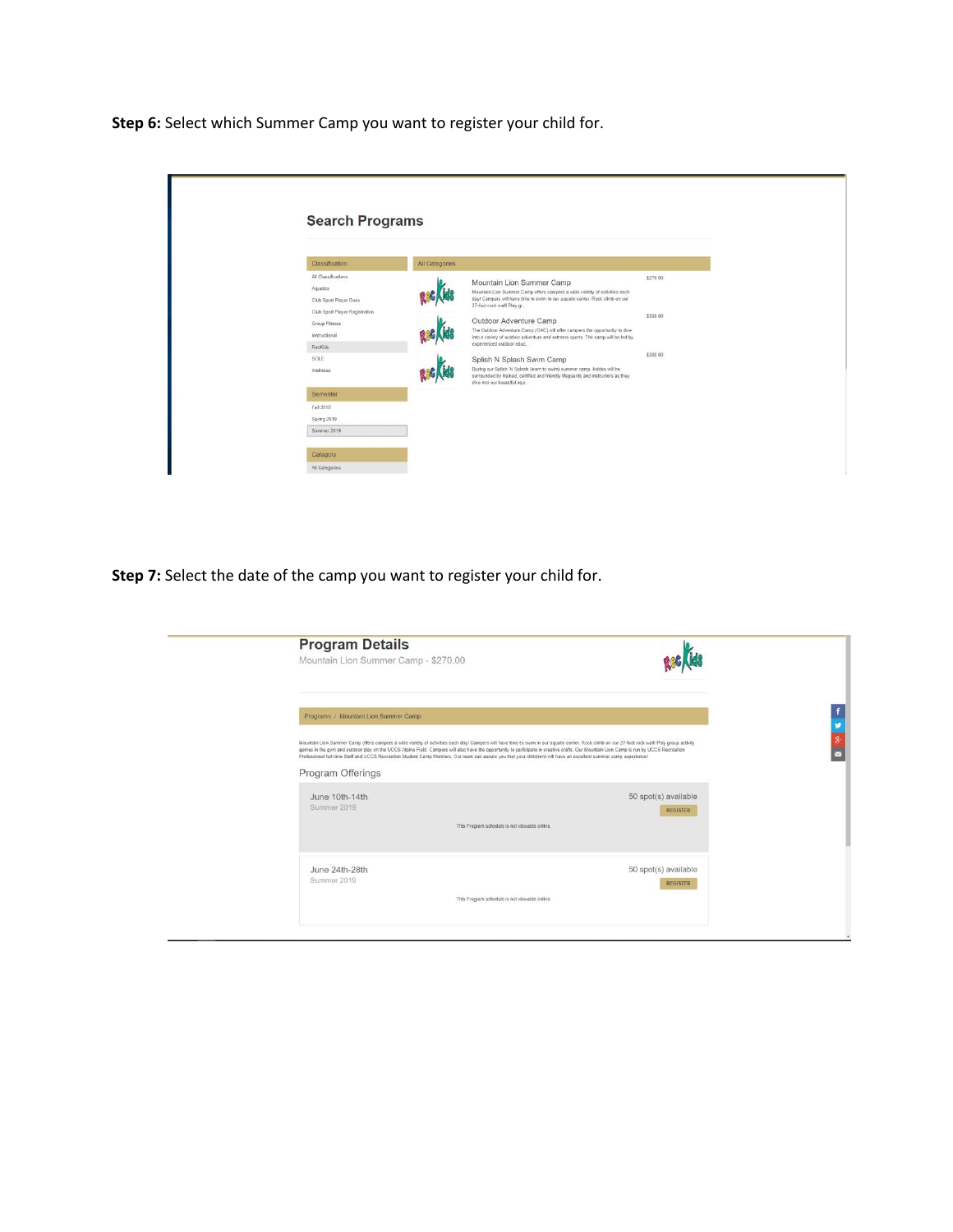**Step 6:** Select which Summer Camp you want to register your child for.

**Step 7:** Select the date of the camp you want to register your child for.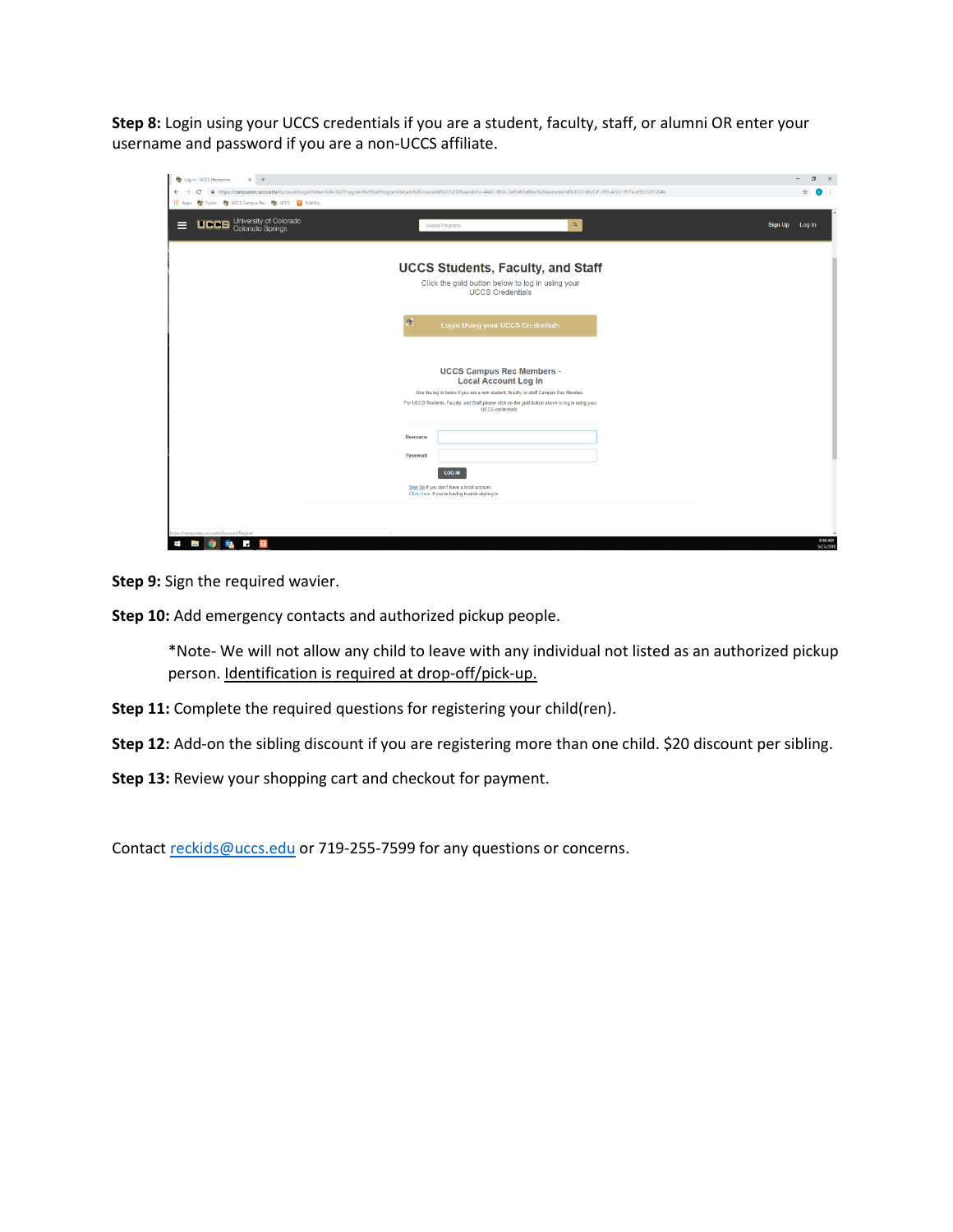**Step 8:** Login using your UCCS credentials if you are a student, faculty, staff, or alumni OR enter your username and password if you are a non-UCCS affiliate.

**Step 9:** Sign the required wavier.

**Step 10:** Add emergency contacts and authorized pickup people.

> *Note- We will not allow any child to leave with any individual not listed as an authorized pickup person. Identification is required at drop-off/pick-up.

**Step 11:** Complete the required questions for registering your child(ren).

**Step 12:** Add-on the sibling discount if you are registering more than one child. $20 discount per sibling.

**Step 13:** Review your shopping cart and checkout for payment.

Contact reckids@uccs.edu or 719-255-7599 for any questions or concerns.